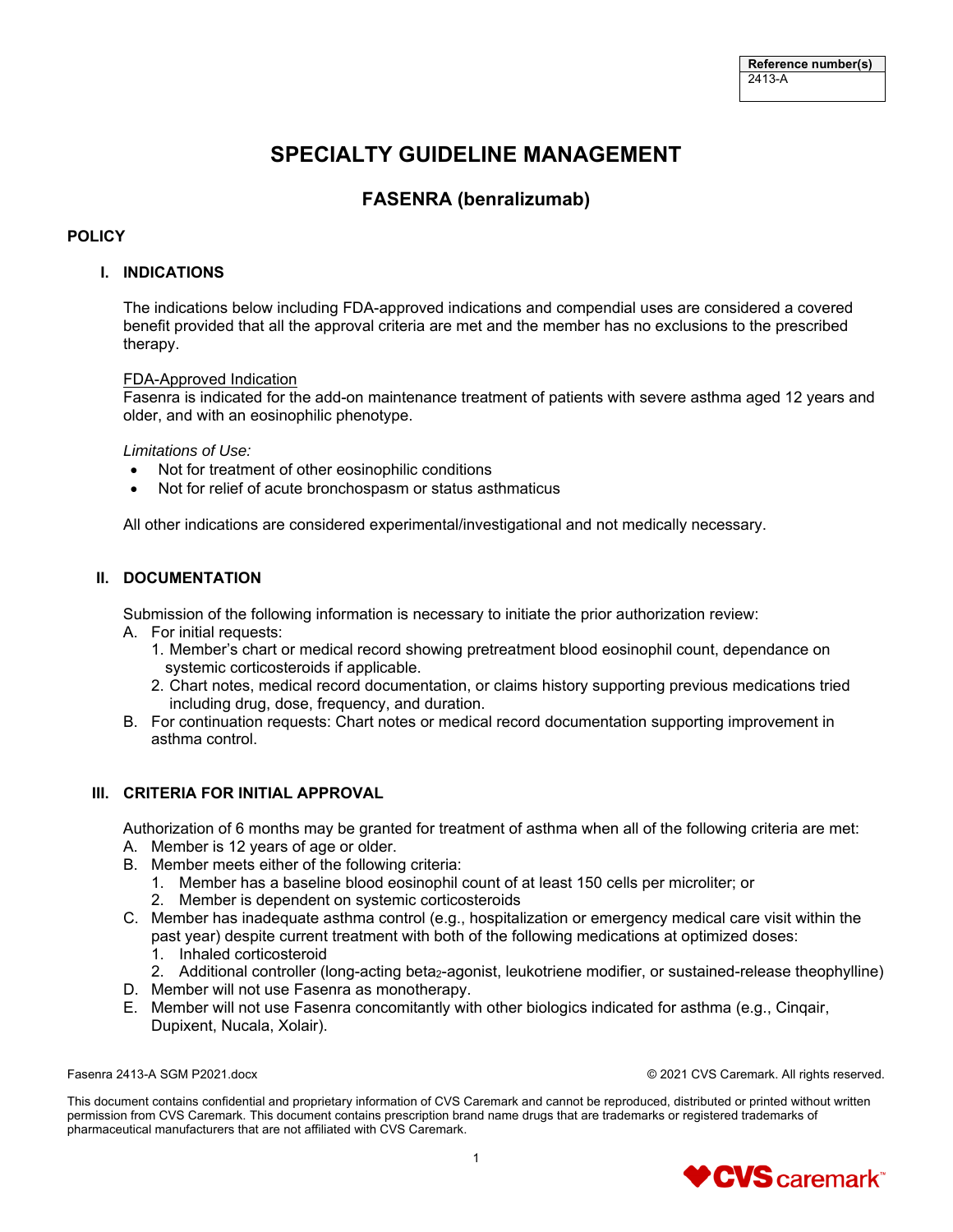| Reference number(s) |
|---|
| 2413-A |

# SPECIALTY GUIDELINE MANAGEMENT

## FASENRA (benralizumab)

### POLICY

#### I. INDICATIONS

The indications below including FDA-approved indications and compendial uses are considered a covered benefit provided that all the approval criteria are met and the member has no exclusions to the prescribed therapy.

FDA-Approved Indication

Fasenra is indicated for the add-on maintenance treatment of patients with severe asthma aged 12 years and older, and with an eosinophilic phenotype.

*Limitations of Use:*

- Not for treatment of other eosinophilic conditions
- Not for relief of acute bronchospasm or status asthmaticus

All other indications are considered experimental/investigational and not medically necessary.

#### II. DOCUMENTATION

Submission of the following information is necessary to initiate the prior authorization review:

A. For initial requests:
   1. Member's chart or medical record showing pretreatment blood eosinophil count, dependance on systemic corticosteroids if applicable.
   2. Chart notes, medical record documentation, or claims history supporting previous medications tried including drug, dose, frequency, and duration.
B. For continuation requests: Chart notes or medical record documentation supporting improvement in asthma control.

#### III. CRITERIA FOR INITIAL APPROVAL

Authorization of 6 months may be granted for treatment of asthma when all of the following criteria are met:

A. Member is 12 years of age or older.
B. Member meets either of the following criteria:
   1. Member has a baseline blood eosinophil count of at least 150 cells per microliter; or
   2. Member is dependent on systemic corticosteroids
C. Member has inadequate asthma control (e.g., hospitalization or emergency medical care visit within the past year) despite current treatment with both of the following medications at optimized doses:
   1. Inhaled corticosteroid
   2. Additional controller (long-acting beta$_2$-agonist, leukotriene modifier, or sustained-release theophylline)
D. Member will not use Fasenra as monotherapy.
E. Member will not use Fasenra concomitantly with other biologics indicated for asthma (e.g., Cinqair, Dupixent, Nucala, Xolair).

Fasenra 2413-A SGM P2021.docx © 2021 CVS Caremark. All rights reserved.

This document contains confidential and proprietary information of CVS Caremark and cannot be reproduced, distributed or printed without written permission from CVS Caremark. This document contains prescription brand name drugs that are trademarks or registered trademarks of pharmaceutical manufacturers that are not affiliated with CVS Caremark.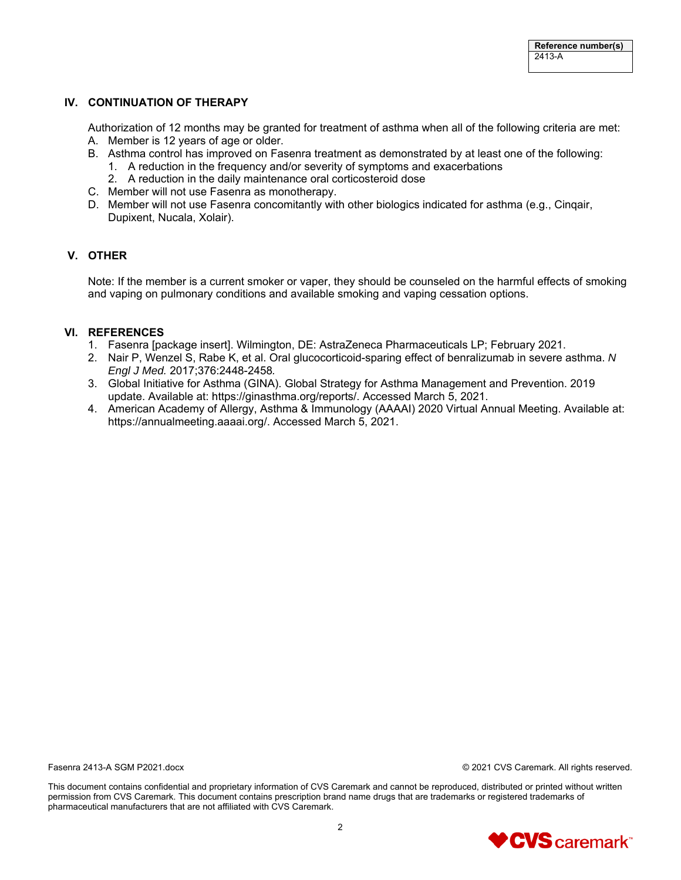| Reference number(s) |
| --- |
| 2413-A |

## IV. CONTINUATION OF THERAPY

Authorization of 12 months may be granted for treatment of asthma when all of the following criteria are met:

A. Member is 12 years of age or older.
B. Asthma control has improved on Fasenra treatment as demonstrated by at least one of the following:
   1. A reduction in the frequency and/or severity of symptoms and exacerbations
   2. A reduction in the daily maintenance oral corticosteroid dose
C. Member will not use Fasenra as monotherapy.
D. Member will not use Fasenra concomitantly with other biologics indicated for asthma (e.g., Cinqair, Dupixent, Nucala, Xolair).

## V. OTHER

Note: If the member is a current smoker or vaper, they should be counseled on the harmful effects of smoking and vaping on pulmonary conditions and available smoking and vaping cessation options.

## VI. REFERENCES

1. Fasenra [package insert]. Wilmington, DE: AstraZeneca Pharmaceuticals LP; February 2021.
2. Nair P, Wenzel S, Rabe K, et al. Oral glucocorticoid-sparing effect of benralizumab in severe asthma. *N Engl J Med.* 2017;376:2448-2458.
3. Global Initiative for Asthma (GINA). Global Strategy for Asthma Management and Prevention. 2019 update. Available at: https://ginasthma.org/reports/. Accessed March 5, 2021.
4. American Academy of Allergy, Asthma & Immunology (AAAAI) 2020 Virtual Annual Meeting. Available at: https://annualmeeting.aaaai.org/. Accessed March 5, 2021.

Fasenra 2413-A SGM P2021.docx © 2021 CVS Caremark. All rights reserved.

This document contains confidential and proprietary information of CVS Caremark and cannot be reproduced, distributed or printed without written permission from CVS Caremark. This document contains prescription brand name drugs that are trademarks or registered trademarks of pharmaceutical manufacturers that are not affiliated with CVS Caremark.